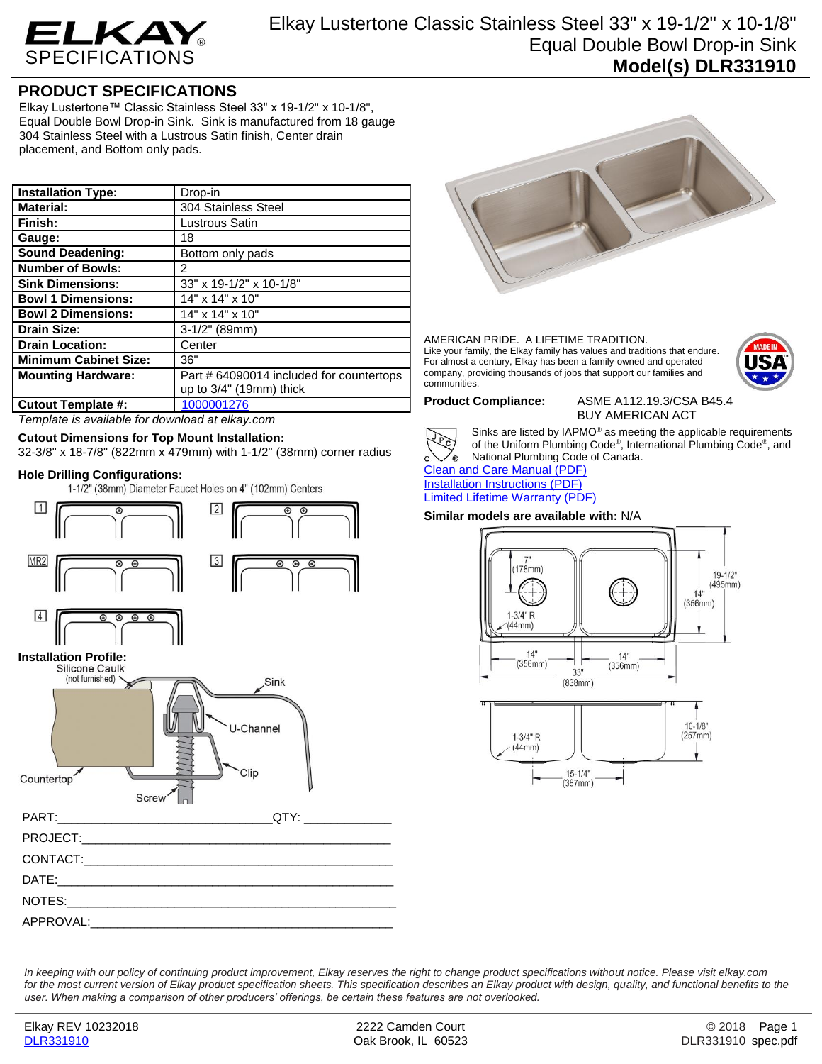# ELKAY SPECIFICATIONS

## Elkay Lustertone Classic Stainless Steel 33" x 19-1/2" x 10-1/8" Equal Double Bowl Drop-in Sink

**Model(s) DLR331910**

## PRODUCT SPECIFICATIONS

Elkay Lustertone™ Classic Stainless Steel 33" x 19-1/2" x 10-1/8", Equal Double Bowl Drop-in Sink. Sink is manufactured from 18 gauge 304 Stainless Steel with a Lustrous Satin finish, Center drain placement, and Bottom only pads.

| | |
|---|---|
| **Installation Type:** | Drop-in |
| **Material:** | 304 Stainless Steel |
| **Finish:** | Lustrous Satin |
| **Gauge:** | 18 |
| **Sound Deadening:** | Bottom only pads |
| **Number of Bowls:** | 2 |
| **Sink Dimensions:** | 33" x 19-1/2" x 10-1/8" |
| **Bowl 1 Dimensions:** | 14" x 14" x 10" |
| **Bowl 2 Dimensions:** | 14" x 14" x 10" |
| **Drain Size:** | 3-1/2" (89mm) |
| **Drain Location:** | Center |
| **Minimum Cabinet Size:** | 36" |
| **Mounting Hardware:** | Part # 64090014 included for countertops up to 3/4" (19mm) thick |
| **Cutout Template #:** | 1000001276 |

*Template is available for download at elkay.com*

**Cutout Dimensions for Top Mount Installation:**
32-3/8" x 18-7/8" (822mm x 479mm) with 1-1/2" (38mm) corner radius

**Hole Drilling Configurations:**
1-1/2" (38mm) Diameter Faucet Holes on 4" (102mm) Centers

1, 2, MR2, 3, 4

**Installation Profile:**
Silicone Caulk (not furnished), Sink, U-Channel, Clip, Countertop, Screw

AMERICAN PRIDE. A LIFETIME TRADITION.
Like your family, the Elkay family has values and traditions that endure. For almost a century, Elkay has been a family-owned and operated company, providing thousands of jobs that support our families and communities.

**Product Compliance:** ASME A112.19.3/CSA B45.4
BUY AMERICAN ACT

Sinks are listed by IAPMO® as meeting the applicable requirements of the Uniform Plumbing Code®, International Plumbing Code®, and National Plumbing Code of Canada.

Clean and Care Manual (PDF)
Installation Instructions (PDF)
Limited Lifetime Warranty (PDF)

**Similar models are available with:** N/A

Dimensions: 7" (178mm); 1-3/4" R (44mm); 14" (356mm); 14" (356mm); 33" (838mm); 19-1/2" (495mm); 14" (356mm); 10-1/8" (257mm); 1-3/4" R (44mm); 15-1/4" (387mm)

PART:_______________________________QTY: ____________

PROJECT:_____________________________________________

CONTACT:_____________________________________________

DATE:________________________________________________

NOTES:_______________________________________________

APPROVAL:____________________________________________

*In keeping with our policy of continuing product improvement, Elkay reserves the right to change product specifications without notice. Please visit elkay.com for the most current version of Elkay product specification sheets. This specification describes an Elkay product with design, quality, and functional benefits to the user. When making a comparison of other producers' offerings, be certain these features are not overlooked.*

Elkay REV 10232018 | 2222 Camden Court, Oak Brook, IL 60523 | © 2018
DLR331910 | DLR331910_spec.pdf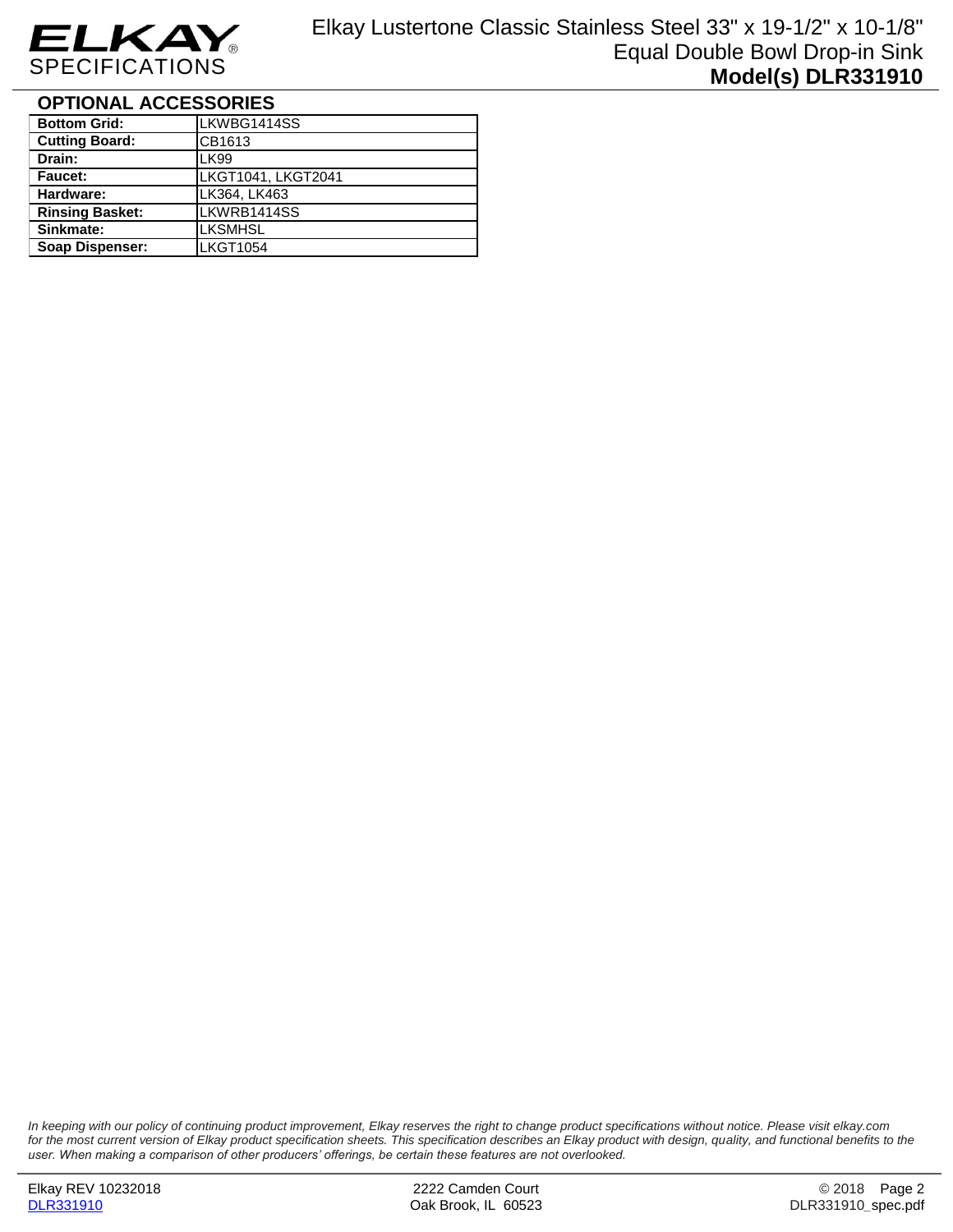## OPTIONAL ACCESSORIES

| | |
|---|---|
| **Bottom Grid:** | LKWBG1414SS |
| **Cutting Board:** | CB1613 |
| **Drain:** | LK99 |
| **Faucet:** | LKGT1041, LKGT2041 |
| **Hardware:** | LK364, LK463 |
| **Rinsing Basket:** | LKWRB1414SS |
| **Sinkmate:** | LKSMHSL |
| **Soap Dispenser:** | LKGT1054 |

*In keeping with our policy of continuing product improvement, Elkay reserves the right to change product specifications without notice. Please visit elkay.com for the most current version of Elkay product specification sheets. This specification describes an Elkay product with design, quality, and functional benefits to the user. When making a comparison of other producers' offerings, be certain these features are not overlooked.*